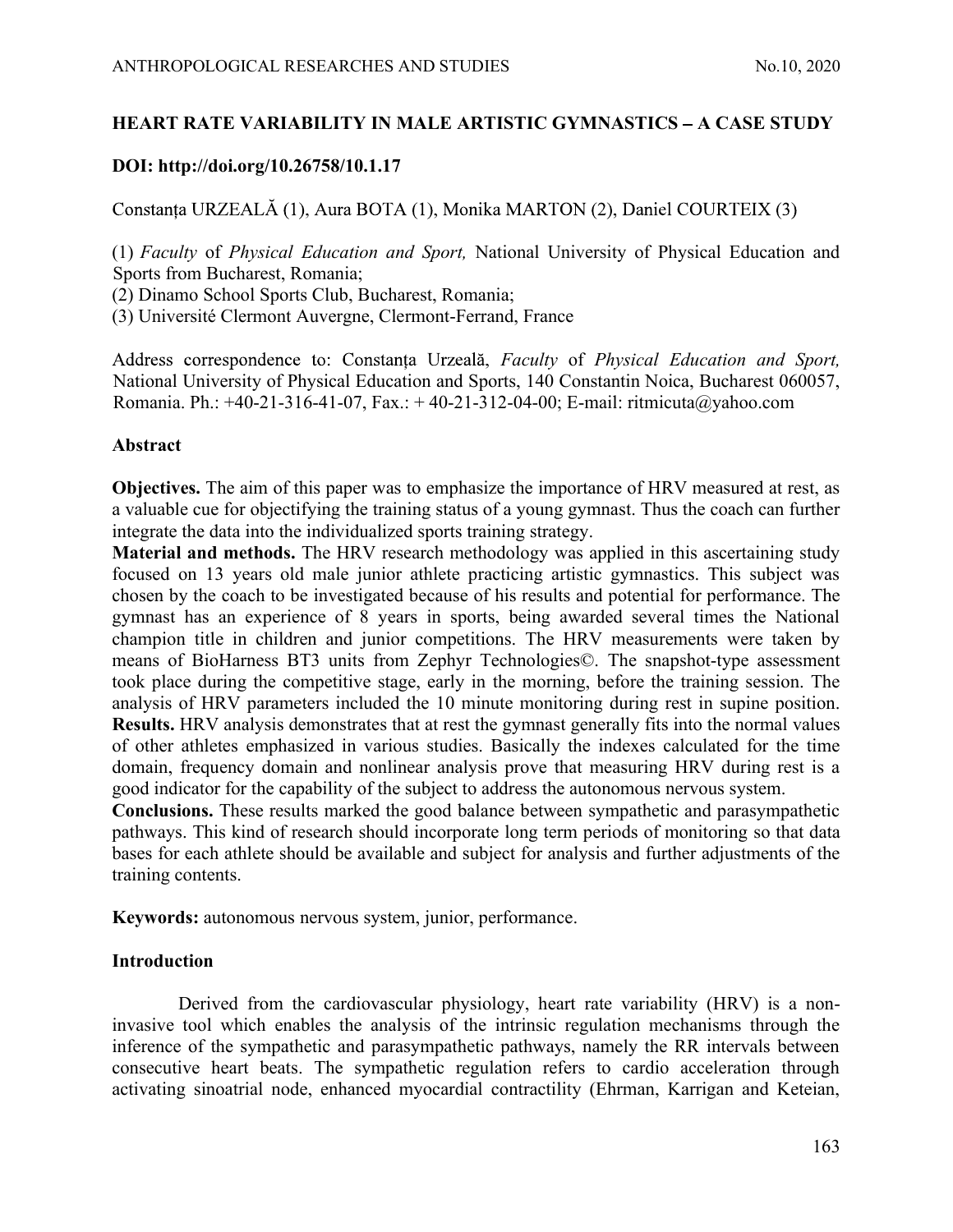# HEART RATE VARIABILITY IN MALE ARTISTIC GYMNASTICS – A CASE STUDY

**DOI: http://doi.org/10.26758/10.1.17**

Constanța URZEALĂ (1), Aura BOTA (1), Monika MARTON (2), Daniel COURTEIX (3)

(1) *Faculty* of *Physical Education and Sport,* National University of Physical Education and Sports from Bucharest, Romania;
(2) Dinamo School Sports Club, Bucharest, Romania;
(3) Université Clermont Auvergne, Clermont-Ferrand, France

Address correspondence to: Constanța Urzeală, *Faculty* of *Physical Education and Sport,* National University of Physical Education and Sports, 140 Constantin Noica, Bucharest 060057, Romania. Ph.: +40-21-316-41-07, Fax.: + 40-21-312-04-00; E-mail: ritmicuta@yahoo.com

## Abstract

**Objectives.** The aim of this paper was to emphasize the importance of HRV measured at rest, as a valuable cue for objectifying the training status of a young gymnast. Thus the coach can further integrate the data into the individualized sports training strategy.

**Material and methods.** The HRV research methodology was applied in this ascertaining study focused on 13 years old male junior athlete practicing artistic gymnastics. This subject was chosen by the coach to be investigated because of his results and potential for performance. The gymnast has an experience of 8 years in sports, being awarded several times the National champion title in children and junior competitions. The HRV measurements were taken by means of BioHarness BT3 units from Zephyr Technologies©. The snapshot-type assessment took place during the competitive stage, early in the morning, before the training session. The analysis of HRV parameters included the 10 minute monitoring during rest in supine position.

**Results.** HRV analysis demonstrates that at rest the gymnast generally fits into the normal values of other athletes emphasized in various studies. Basically the indexes calculated for the time domain, frequency domain and nonlinear analysis prove that measuring HRV during rest is a good indicator for the capability of the subject to address the autonomous nervous system.

**Conclusions.** These results marked the good balance between sympathetic and parasympathetic pathways. This kind of research should incorporate long term periods of monitoring so that data bases for each athlete should be available and subject for analysis and further adjustments of the training contents.

**Keywords:** autonomous nervous system, junior, performance.

## Introduction

Derived from the cardiovascular physiology, heart rate variability (HRV) is a non-invasive tool which enables the analysis of the intrinsic regulation mechanisms through the inference of the sympathetic and parasympathetic pathways, namely the RR intervals between consecutive heart beats. The sympathetic regulation refers to cardio acceleration through activating sinoatrial node, enhanced myocardial contractility (Ehrman, Karrigan and Keteian,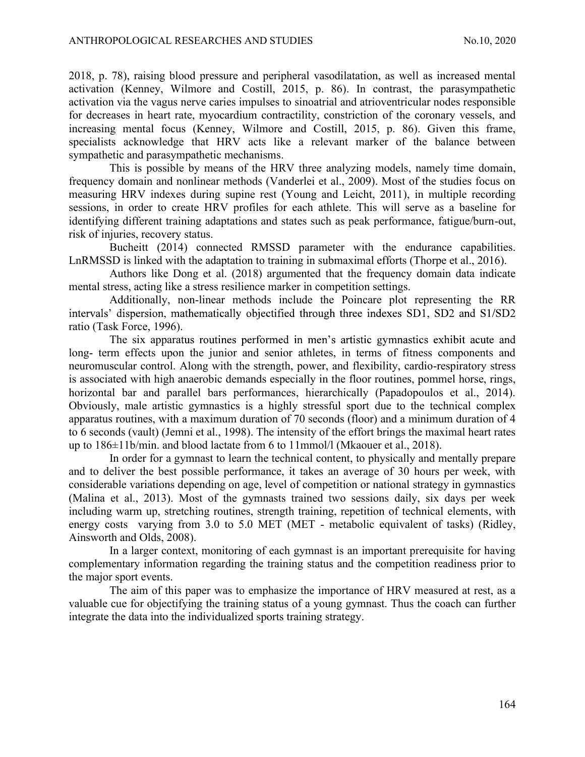2018, p. 78), raising blood pressure and peripheral vasodilatation, as well as increased mental activation (Kenney, Wilmore and Costill, 2015, p. 86). In contrast, the parasympathetic activation via the vagus nerve caries impulses to sinoatrial and atrioventricular nodes responsible for decreases in heart rate, myocardium contractility, constriction of the coronary vessels, and increasing mental focus (Kenney, Wilmore and Costill, 2015, p. 86). Given this frame, specialists acknowledge that HRV acts like a relevant marker of the balance between sympathetic and parasympathetic mechanisms.

This is possible by means of the HRV three analyzing models, namely time domain, frequency domain and nonlinear methods (Vanderlei et al., 2009). Most of the studies focus on measuring HRV indexes during supine rest (Young and Leicht, 2011), in multiple recording sessions, in order to create HRV profiles for each athlete. This will serve as a baseline for identifying different training adaptations and states such as peak performance, fatigue/burn-out, risk of injuries, recovery status.

Bucheitt (2014) connected RMSSD parameter with the endurance capabilities. LnRMSSD is linked with the adaptation to training in submaximal efforts (Thorpe et al., 2016).

Authors like Dong et al. (2018) argumented that the frequency domain data indicate mental stress, acting like a stress resilience marker in competition settings.

Additionally, non-linear methods include the Poincare plot representing the RR intervals' dispersion, mathematically objectified through three indexes SD1, SD2 and S1/SD2 ratio (Task Force, 1996).

The six apparatus routines performed in men's artistic gymnastics exhibit acute and long- term effects upon the junior and senior athletes, in terms of fitness components and neuromuscular control. Along with the strength, power, and flexibility, cardio-respiratory stress is associated with high anaerobic demands especially in the floor routines, pommel horse, rings, horizontal bar and parallel bars performances, hierarchically (Papadopoulos et al., 2014). Obviously, male artistic gymnastics is a highly stressful sport due to the technical complex apparatus routines, with a maximum duration of 70 seconds (floor) and a minimum duration of 4 to 6 seconds (vault) (Jemni et al., 1998). The intensity of the effort brings the maximal heart rates up to 186±11b/min. and blood lactate from 6 to 11mmol/l (Mkaouer et al., 2018).

In order for a gymnast to learn the technical content, to physically and mentally prepare and to deliver the best possible performance, it takes an average of 30 hours per week, with considerable variations depending on age, level of competition or national strategy in gymnastics (Malina et al., 2013). Most of the gymnasts trained two sessions daily, six days per week including warm up, stretching routines, strength training, repetition of technical elements, with energy costs varying from 3.0 to 5.0 MET (MET - metabolic equivalent of tasks) (Ridley, Ainsworth and Olds, 2008).

In a larger context, monitoring of each gymnast is an important prerequisite for having complementary information regarding the training status and the competition readiness prior to the major sport events.

The aim of this paper was to emphasize the importance of HRV measured at rest, as a valuable cue for objectifying the training status of a young gymnast. Thus the coach can further integrate the data into the individualized sports training strategy.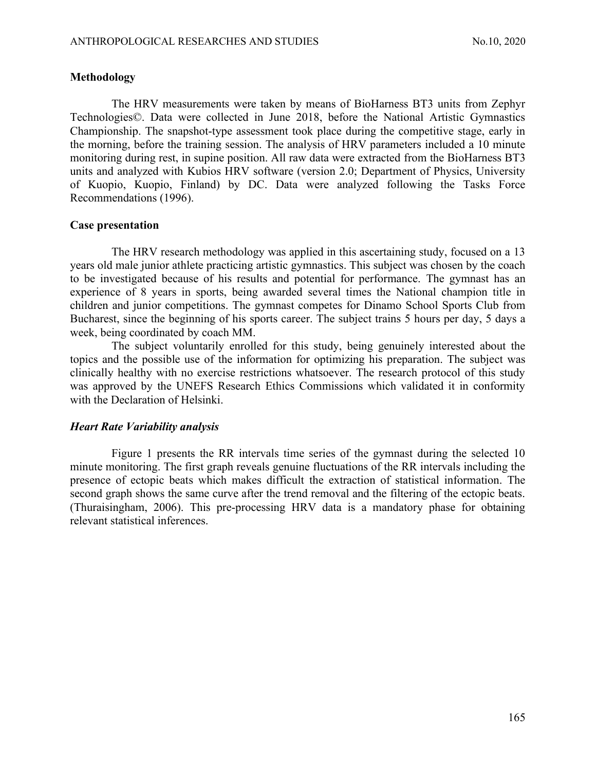## Methodology

The HRV measurements were taken by means of BioHarness BT3 units from Zephyr Technologies©. Data were collected in June 2018, before the National Artistic Gymnastics Championship. The snapshot-type assessment took place during the competitive stage, early in the morning, before the training session. The analysis of HRV parameters included a 10 minute monitoring during rest, in supine position. All raw data were extracted from the BioHarness BT3 units and analyzed with Kubios HRV software (version 2.0; Department of Physics, University of Kuopio, Kuopio, Finland) by DC. Data were analyzed following the Tasks Force Recommendations (1996).

## Case presentation

The HRV research methodology was applied in this ascertaining study, focused on a 13 years old male junior athlete practicing artistic gymnastics. This subject was chosen by the coach to be investigated because of his results and potential for performance. The gymnast has an experience of 8 years in sports, being awarded several times the National champion title in children and junior competitions. The gymnast competes for Dinamo School Sports Club from Bucharest, since the beginning of his sports career. The subject trains 5 hours per day, 5 days a week, being coordinated by coach MM.

The subject voluntarily enrolled for this study, being genuinely interested about the topics and the possible use of the information for optimizing his preparation. The subject was clinically healthy with no exercise restrictions whatsoever. The research protocol of this study was approved by the UNEFS Research Ethics Commissions which validated it in conformity with the Declaration of Helsinki.

### *Heart Rate Variability analysis*

Figure 1 presents the RR intervals time series of the gymnast during the selected 10 minute monitoring. The first graph reveals genuine fluctuations of the RR intervals including the presence of ectopic beats which makes difficult the extraction of statistical information. The second graph shows the same curve after the trend removal and the filtering of the ectopic beats. (Thuraisingham, 2006). This pre-processing HRV data is a mandatory phase for obtaining relevant statistical inferences.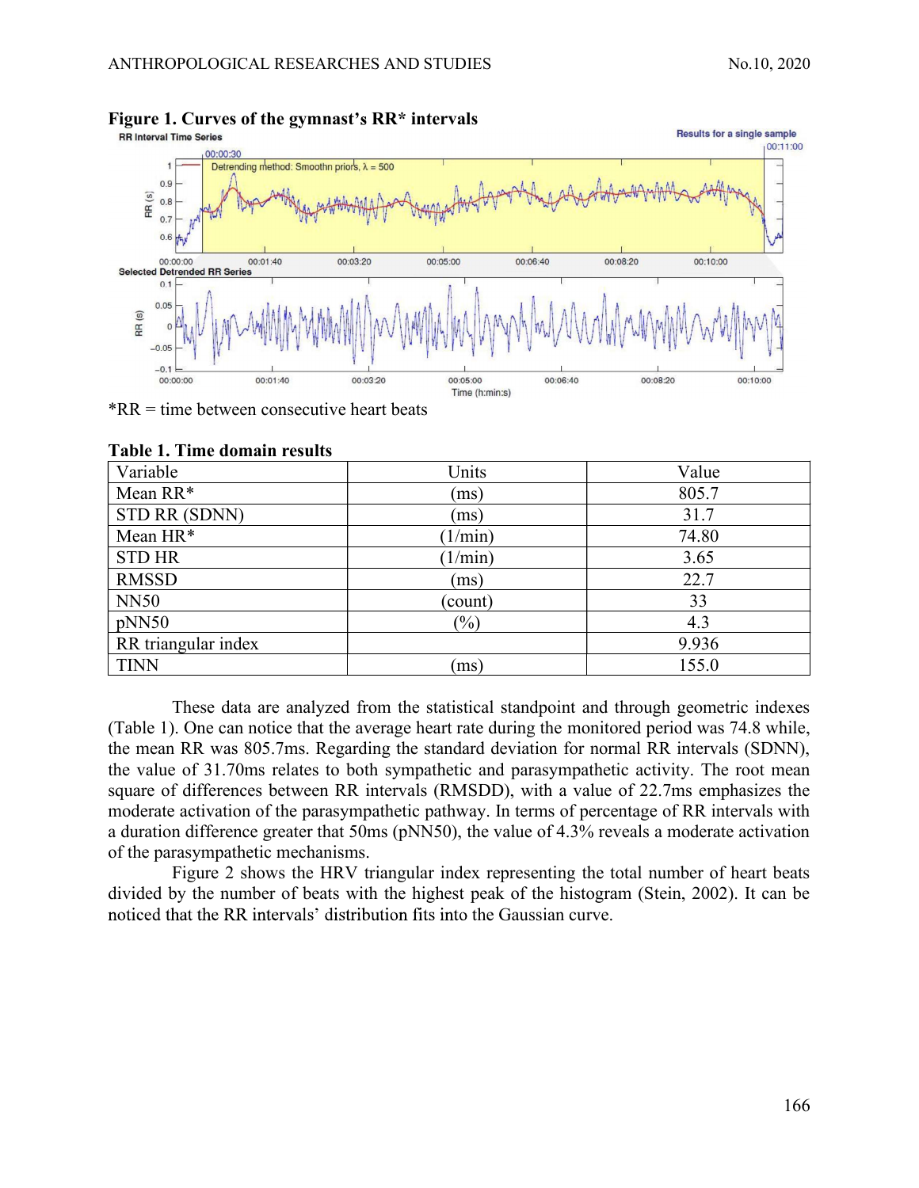**Figure 1. Curves of the gymnast's RR* intervals**

*RR = time between consecutive heart beats

**Table 1. Time domain results**

| Variable | Units | Value |
|---|---|---|
| Mean RR* | (ms) | 805.7 |
| STD RR (SDNN) | (ms) | 31.7 |
| Mean HR* | (1/min) | 74.80 |
| STD HR | (1/min) | 3.65 |
| RMSSD | (ms) | 22.7 |
| NN50 | (count) | 33 |
| pNN50 | (%) | 4.3 |
| RR triangular index | | 9.936 |
| TINN | (ms) | 155.0 |

These data are analyzed from the statistical standpoint and through geometric indexes (Table 1). One can notice that the average heart rate during the monitored period was 74.8 while, the mean RR was 805.7ms. Regarding the standard deviation for normal RR intervals (SDNN), the value of 31.70ms relates to both sympathetic and parasympathetic activity. The root mean square of differences between RR intervals (RMSDD), with a value of 22.7ms emphasizes the moderate activation of the parasympathetic pathway. In terms of percentage of RR intervals with a duration difference greater that 50ms (pNN50), the value of 4.3% reveals a moderate activation of the parasympathetic mechanisms.

Figure 2 shows the HRV triangular index representing the total number of heart beats divided by the number of beats with the highest peak of the histogram (Stein, 2002). It can be noticed that the RR intervals' distribution fits into the Gaussian curve.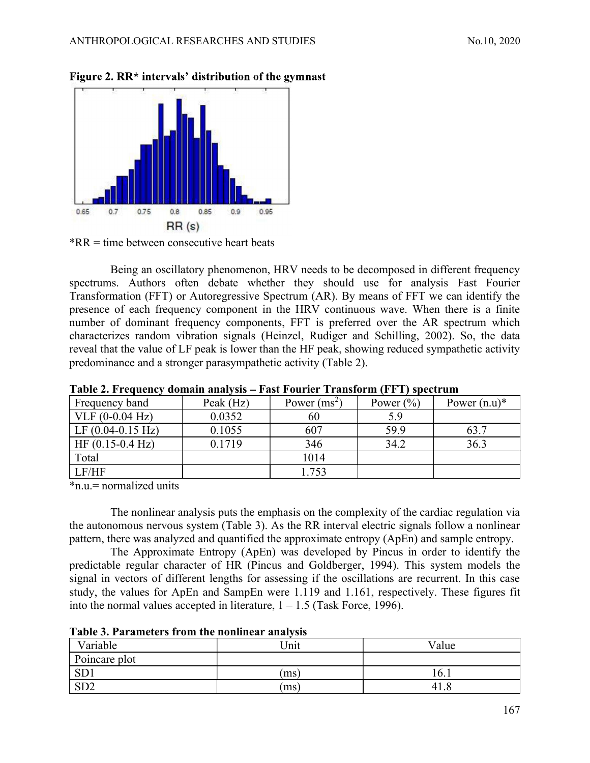**Figure 2. RR* intervals' distribution of the gymnast**

*RR = time between consecutive heart beats

Being an oscillatory phenomenon, HRV needs to be decomposed in different frequency spectrums. Authors often debate whether they should use for analysis Fast Fourier Transformation (FFT) or Autoregressive Spectrum (AR). By means of FFT we can identify the presence of each frequency component in the HRV continuous wave. When there is a finite number of dominant frequency components, FFT is preferred over the AR spectrum which characterizes random vibration signals (Heinzel, Rudiger and Schilling, 2002). So, the data reveal that the value of LF peak is lower than the HF peak, showing reduced sympathetic activity predominance and a stronger parasympathetic activity (Table 2).

**Table 2. Frequency domain analysis – Fast Fourier Transform (FFT) spectrum**

| Frequency band | Peak (Hz) | Power ($ms^2$) | Power (%) | Power (n.u)* |
|---|---|---|---|---|
| VLF (0-0.04 Hz) | 0.0352 | 60 | 5.9 | |
| LF (0.04-0.15 Hz) | 0.1055 | 607 | 59.9 | 63.7 |
| HF (0.15-0.4 Hz) | 0.1719 | 346 | 34.2 | 36.3 |
| Total | | 1014 | | |
| LF/HF | | 1.753 | | |

*n.u.= normalized units

The nonlinear analysis puts the emphasis on the complexity of the cardiac regulation via the autonomous nervous system (Table 3). As the RR interval electric signals follow a nonlinear pattern, there was analyzed and quantified the approximate entropy (ApEn) and sample entropy.

The Approximate Entropy (ApEn) was developed by Pincus in order to identify the predictable regular character of HR (Pincus and Goldberger, 1994). This system models the signal in vectors of different lengths for assessing if the oscillations are recurrent. In this case study, the values for ApEn and SampEn were 1.119 and 1.161, respectively. These figures fit into the normal values accepted in literature, 1 – 1.5 (Task Force, 1996).

**Table 3. Parameters from the nonlinear analysis**

| Variable | Unit | Value |
|---|---|---|
| Poincare plot | | |
| SD1 | (ms) | 16.1 |
| SD2 | (ms) | 41.8 |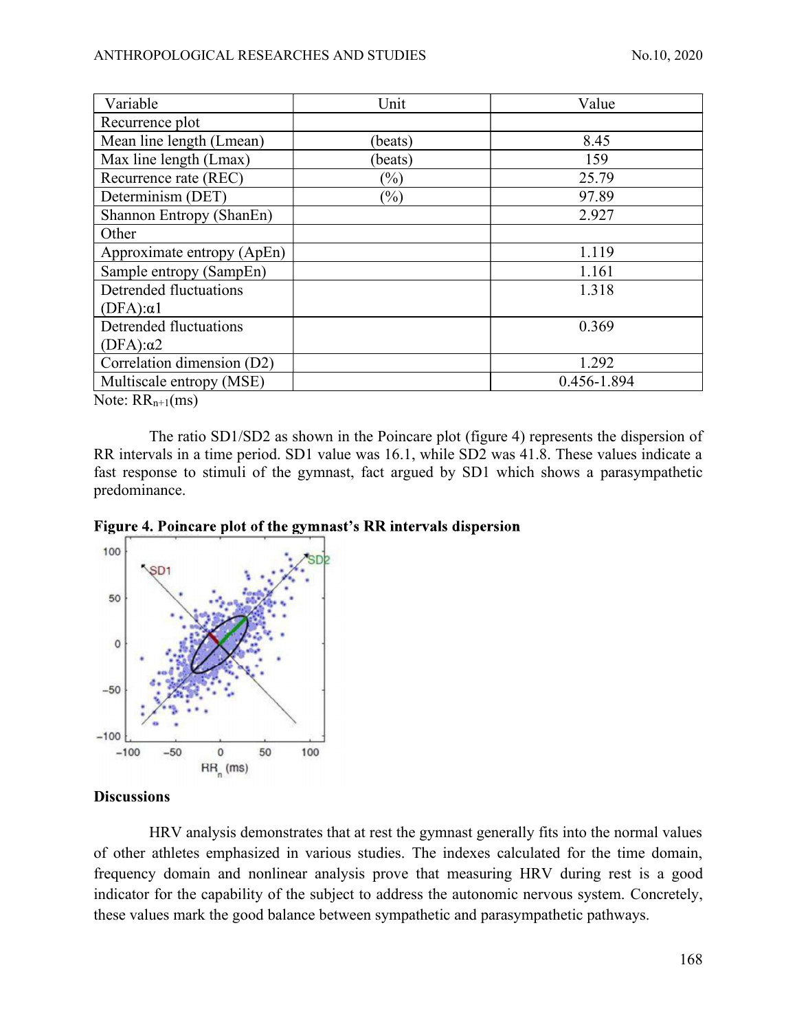| Variable | Unit | Value |
|---|---|---|
| Recurrence plot | | |
| Mean line length (Lmean) | (beats) | 8.45 |
| Max line length (Lmax) | (beats) | 159 |
| Recurrence rate (REC) | (%) | 25.79 |
| Determinism (DET) | (%) | 97.89 |
| Shannon Entropy (ShanEn) | | 2.927 |
| Other | | |
| Approximate entropy (ApEn) | | 1.119 |
| Sample entropy (SampEn) | | 1.161 |
| Detrended fluctuations (DFA):α1 | | 1.318 |
| Detrended fluctuations (DFA):α2 | | 0.369 |
| Correlation dimension (D2) | | 1.292 |
| Multiscale entropy (MSE) | | 0.456-1.894 |

Note: $RR_{n+1}$(ms)

The ratio SD1/SD2 as shown in the Poincare plot (figure 4) represents the dispersion of RR intervals in a time period. SD1 value was 16.1, while SD2 was 41.8. These values indicate a fast response to stimuli of the gymnast, fact argued by SD1 which shows a parasympathetic predominance.

**Figure 4. Poincare plot of the gymnast's RR intervals dispersion**

## Discussions

HRV analysis demonstrates that at rest the gymnast generally fits into the normal values of other athletes emphasized in various studies. The indexes calculated for the time domain, frequency domain and nonlinear analysis prove that measuring HRV during rest is a good indicator for the capability of the subject to address the autonomic nervous system. Concretely, these values mark the good balance between sympathetic and parasympathetic pathways.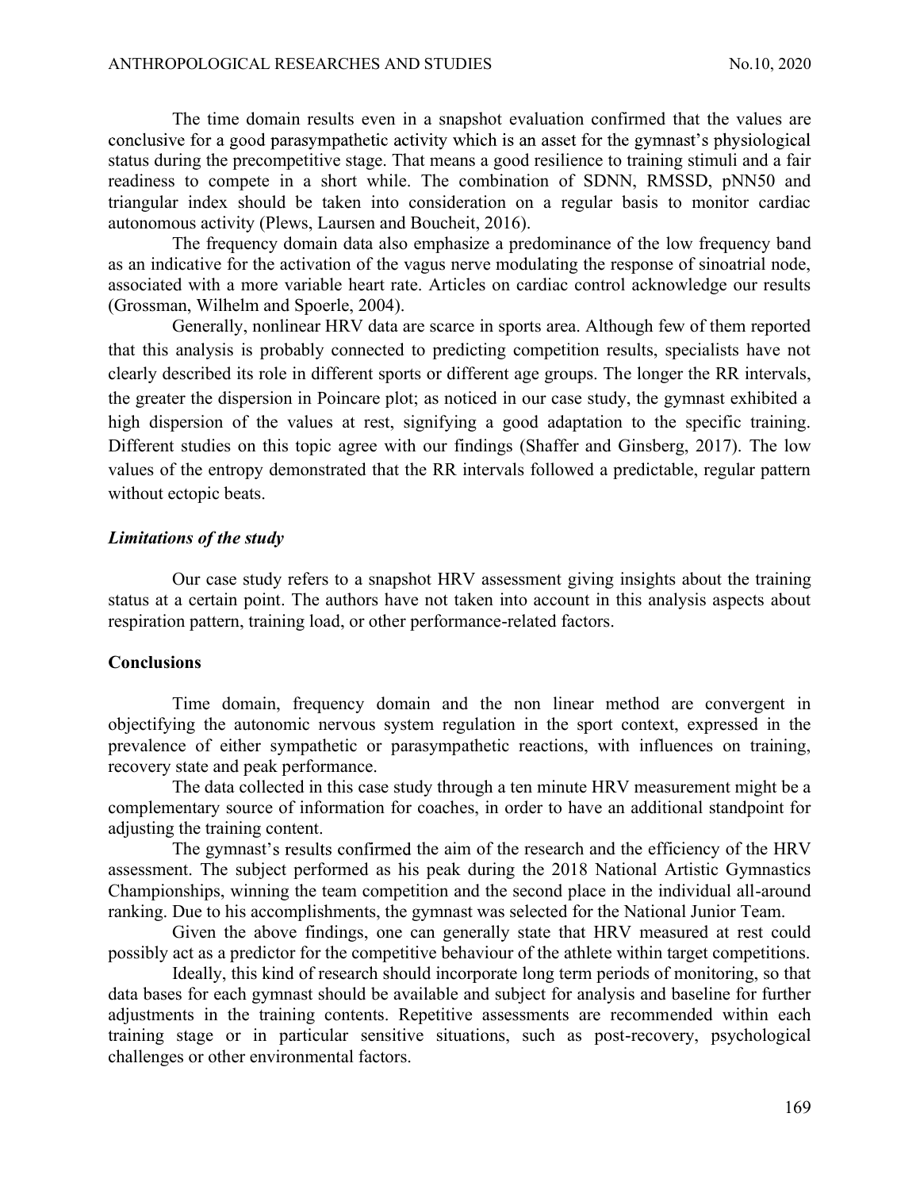The time domain results even in a snapshot evaluation confirmed that the values are conclusive for a good parasympathetic activity which is an asset for the gymnast's physiological status during the precompetitive stage. That means a good resilience to training stimuli and a fair readiness to compete in a short while. The combination of SDNN, RMSSD, pNN50 and triangular index should be taken into consideration on a regular basis to monitor cardiac autonomous activity (Plews, Laursen and Boucheit, 2016).

The frequency domain data also emphasize a predominance of the low frequency band as an indicative for the activation of the vagus nerve modulating the response of sinoatrial node, associated with a more variable heart rate. Articles on cardiac control acknowledge our results (Grossman, Wilhelm and Spoerle, 2004).

Generally, nonlinear HRV data are scarce in sports area. Although few of them reported that this analysis is probably connected to predicting competition results, specialists have not clearly described its role in different sports or different age groups. The longer the RR intervals, the greater the dispersion in Poincare plot; as noticed in our case study, the gymnast exhibited a high dispersion of the values at rest, signifying a good adaptation to the specific training. Different studies on this topic agree with our findings (Shaffer and Ginsberg, 2017). The low values of the entropy demonstrated that the RR intervals followed a predictable, regular pattern without ectopic beats.

### *Limitations of the study*

Our case study refers to a snapshot HRV assessment giving insights about the training status at a certain point. The authors have not taken into account in this analysis aspects about respiration pattern, training load, or other performance-related factors.

## Conclusions

Time domain, frequency domain and the non linear method are convergent in objectifying the autonomic nervous system regulation in the sport context, expressed in the prevalence of either sympathetic or parasympathetic reactions, with influences on training, recovery state and peak performance.

The data collected in this case study through a ten minute HRV measurement might be a complementary source of information for coaches, in order to have an additional standpoint for adjusting the training content.

The gymnast's results confirmed the aim of the research and the efficiency of the HRV assessment. The subject performed as his peak during the 2018 National Artistic Gymnastics Championships, winning the team competition and the second place in the individual all-around ranking. Due to his accomplishments, the gymnast was selected for the National Junior Team.

Given the above findings, one can generally state that HRV measured at rest could possibly act as a predictor for the competitive behaviour of the athlete within target competitions.

Ideally, this kind of research should incorporate long term periods of monitoring, so that data bases for each gymnast should be available and subject for analysis and baseline for further adjustments in the training contents. Repetitive assessments are recommended within each training stage or in particular sensitive situations, such as post-recovery, psychological challenges or other environmental factors.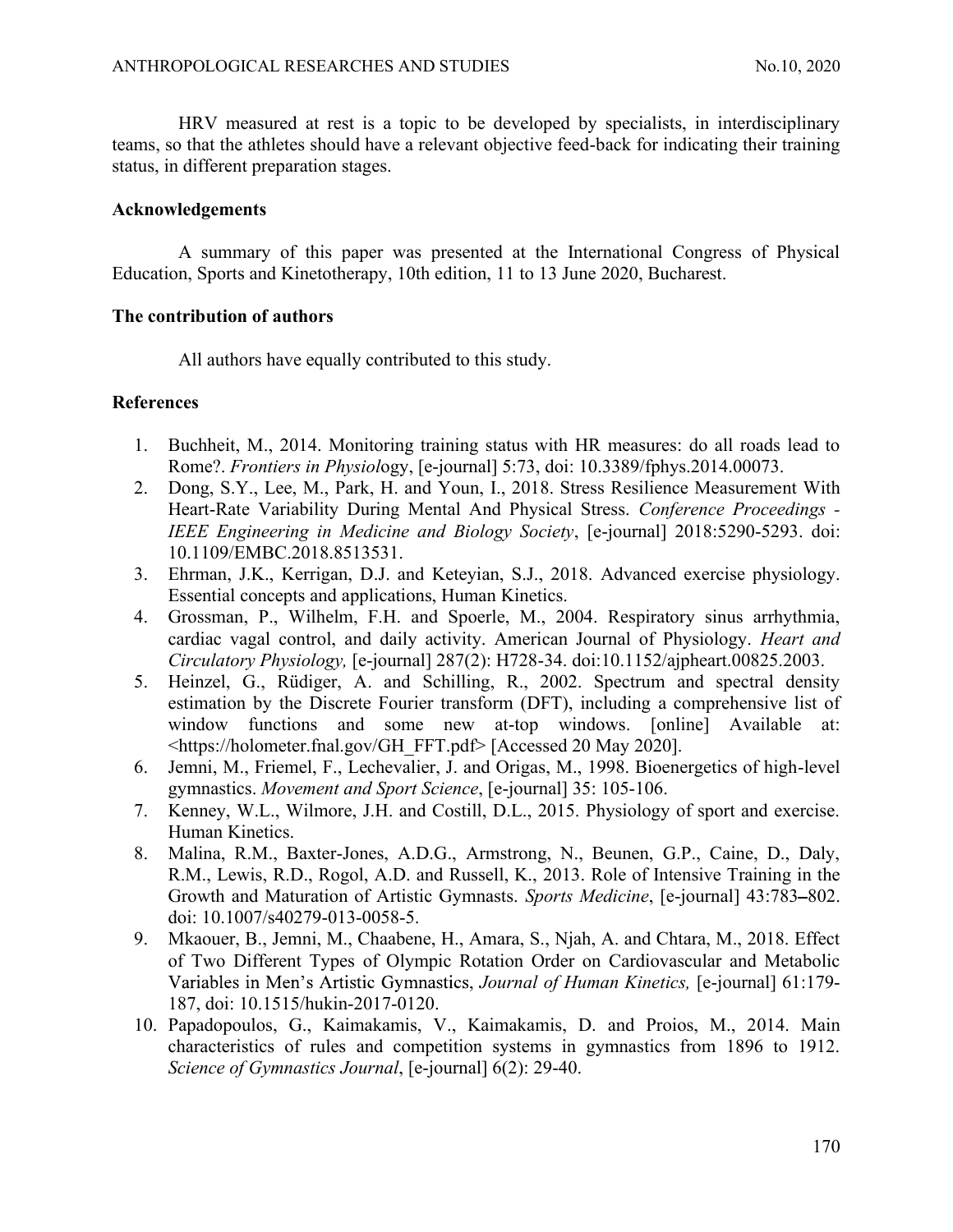HRV measured at rest is a topic to be developed by specialists, in interdisciplinary teams, so that the athletes should have a relevant objective feed-back for indicating their training status, in different preparation stages.

## Acknowledgements

A summary of this paper was presented at the International Congress of Physical Education, Sports and Kinetotherapy, 10th edition, 11 to 13 June 2020, Bucharest.

## The contribution of authors

All authors have equally contributed to this study.

## References

1. Buchheit, M., 2014. Monitoring training status with HR measures: do all roads lead to Rome?. *Frontiers in Physiol*ogy, [e-journal] 5:73, doi: 10.3389/fphys.2014.00073.
2. Dong, S.Y., Lee, M., Park, H. and Youn, I., 2018. Stress Resilience Measurement With Heart-Rate Variability During Mental And Physical Stress. *Conference Proceedings - IEEE Engineering in Medicine and Biology Society*, [e-journal] 2018:5290-5293. doi: 10.1109/EMBC.2018.8513531.
3. Ehrman, J.K., Kerrigan, D.J. and Keteyian, S.J., 2018. Advanced exercise physiology. Essential concepts and applications, Human Kinetics.
4. Grossman, P., Wilhelm, F.H. and Spoerle, M., 2004. Respiratory sinus arrhythmia, cardiac vagal control, and daily activity. American Journal of Physiology. *Heart and Circulatory Physiology,* [e-journal] 287(2): H728-34. doi:10.1152/ajpheart.00825.2003.
5. Heinzel, G., Rüdiger, A. and Schilling, R., 2002. Spectrum and spectral density estimation by the Discrete Fourier transform (DFT), including a comprehensive list of window functions and some new at-top windows. [online] Available at: <https://holometer.fnal.gov/GH_FFT.pdf> [Accessed 20 May 2020].
6. Jemni, M., Friemel, F., Lechevalier, J. and Origas, M., 1998. Bioenergetics of high-level gymnastics. *Movement and Sport Science*, [e-journal] 35: 105-106.
7. Kenney, W.L., Wilmore, J.H. and Costill, D.L., 2015. Physiology of sport and exercise. Human Kinetics.
8. Malina, R.M., Baxter-Jones, A.D.G., Armstrong, N., Beunen, G.P., Caine, D., Daly, R.M., Lewis, R.D., Rogol, A.D. and Russell, K., 2013. Role of Intensive Training in the Growth and Maturation of Artistic Gymnasts. *Sports Medicine*, [e-journal] 43:783–802. doi: 10.1007/s40279-013-0058-5.
9. Mkaouer, B., Jemni, M., Chaabene, H., Amara, S., Njah, A. and Chtara, M., 2018. Effect of Two Different Types of Olympic Rotation Order on Cardiovascular and Metabolic Variables in Men's Artistic Gymnastics, *Journal of Human Kinetics,* [e-journal] 61:179-187, doi: 10.1515/hukin-2017-0120.
10. Papadopoulos, G., Kaimakamis, V., Kaimakamis, D. and Proios, M., 2014. Main characteristics of rules and competition systems in gymnastics from 1896 to 1912. *Science of Gymnastics Journal*, [e-journal] 6(2): 29-40.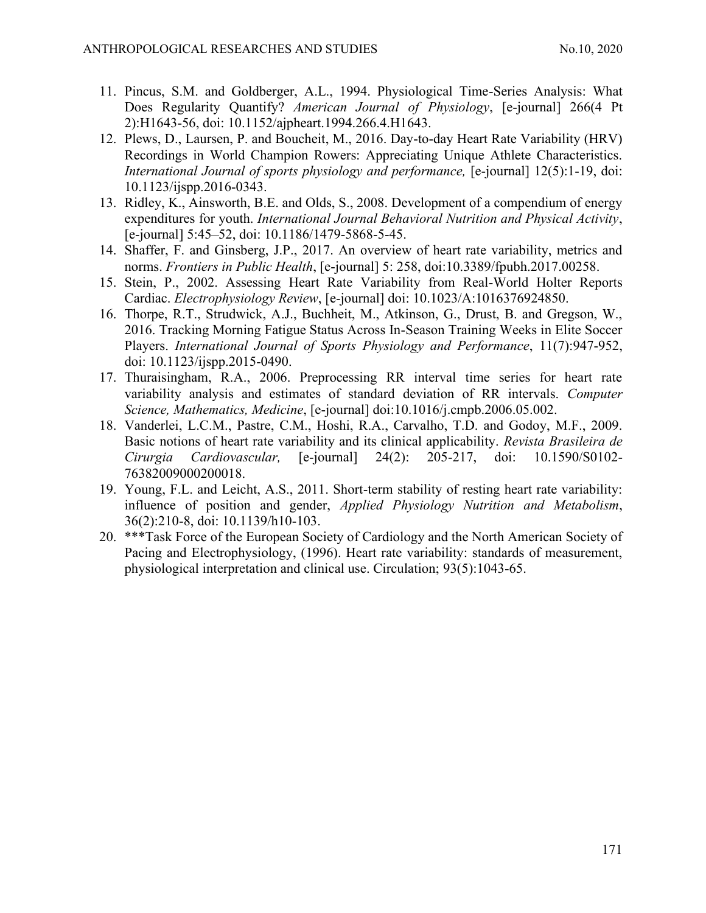11. Pincus, S.M. and Goldberger, A.L., 1994. Physiological Time-Series Analysis: What Does Regularity Quantify? *American Journal of Physiology*, [e-journal] 266(4 Pt 2):H1643-56, doi: 10.1152/ajpheart.1994.266.4.H1643.
12. Plews, D., Laursen, P. and Boucheit, M., 2016. Day-to-day Heart Rate Variability (HRV) Recordings in World Champion Rowers: Appreciating Unique Athlete Characteristics. *International Journal of sports physiology and performance,* [e-journal] 12(5):1-19, doi: 10.1123/ijspp.2016-0343.
13. Ridley, K., Ainsworth, B.E. and Olds, S., 2008. Development of a compendium of energy expenditures for youth. *International Journal Behavioral Nutrition and Physical Activity*, [e-journal] 5:45–52, doi: 10.1186/1479-5868-5-45.
14. Shaffer, F. and Ginsberg, J.P., 2017. An overview of heart rate variability, metrics and norms. *Frontiers in Public Health*, [e-journal] 5: 258, doi:10.3389/fpubh.2017.00258.
15. Stein, P., 2002. Assessing Heart Rate Variability from Real-World Holter Reports Cardiac. *Electrophysiology Review*, [e-journal] doi: 10.1023/A:1016376924850.
16. Thorpe, R.T., Strudwick, A.J., Buchheit, M., Atkinson, G., Drust, B. and Gregson, W., 2016. Tracking Morning Fatigue Status Across In-Season Training Weeks in Elite Soccer Players. *International Journal of Sports Physiology and Performance*, 11(7):947-952, doi: 10.1123/ijspp.2015-0490.
17. Thuraisingham, R.A., 2006. Preprocessing RR interval time series for heart rate variability analysis and estimates of standard deviation of RR intervals. *Computer Science, Mathematics, Medicine*, [e-journal] doi:10.1016/j.cmpb.2006.05.002.
18. Vanderlei, L.C.M., Pastre, C.M., Hoshi, R.A., Carvalho, T.D. and Godoy, M.F., 2009. Basic notions of heart rate variability and its clinical applicability. *Revista Brasileira de Cirurgia Cardiovascular,* [e-journal] 24(2): 205-217, doi: 10.1590/S0102-76382009000200018.
19. Young, F.L. and Leicht, A.S., 2011. Short-term stability of resting heart rate variability: influence of position and gender, *Applied Physiology Nutrition and Metabolism*, 36(2):210-8, doi: 10.1139/h10-103.
20. ***Task Force of the European Society of Cardiology and the North American Society of Pacing and Electrophysiology, (1996). Heart rate variability: standards of measurement, physiological interpretation and clinical use. Circulation; 93(5):1043-65.